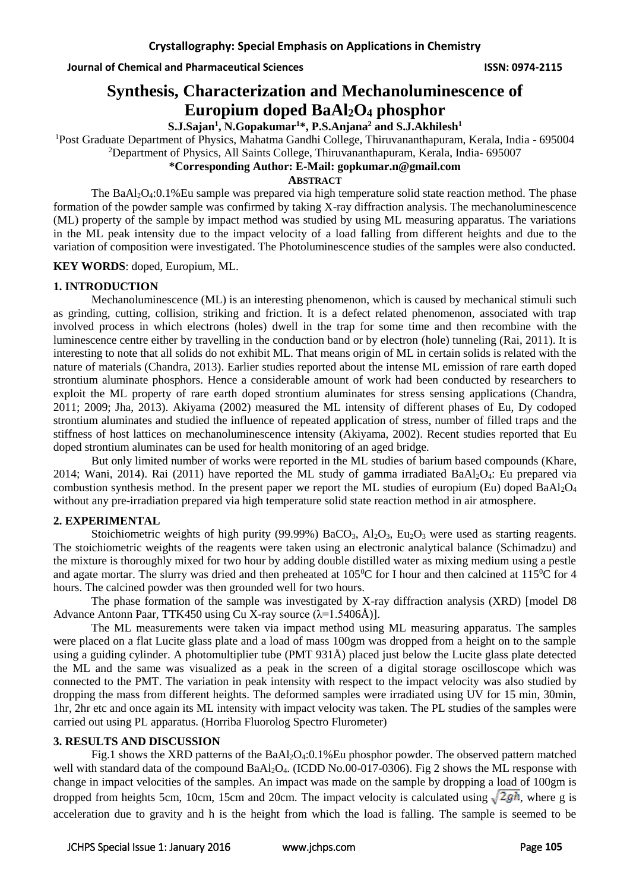# Synthesis, Characterization and Mechanoluminescence of Europium doped $BaAl_2O_4$ phosphor

**S.J.Sajan[1], N.Gopakumar[1]*, P.S.Anjana[2] and S.J.Akhilesh[1]**

[1]Post Graduate Department of Physics, Mahatma Gandhi College, Thiruvananthapuram, Kerala, India - 695004

[2]Department of Physics, All Saints College, Thiruvananthapuram, Kerala, India- 695007

**\*Corresponding Author: E-Mail: gopkumar.n@gmail.com**

**ABSTRACT**

The $BaAl_2O_4$:0.1%Eu sample was prepared via high temperature solid state reaction method. The phase formation of the powder sample was confirmed by taking X-ray diffraction analysis. The mechanoluminescence (ML) property of the sample by impact method was studied by using ML measuring apparatus. The variations in the ML peak intensity due to the impact velocity of a load falling from different heights and due to the variation of composition were investigated. The Photoluminescence studies of the samples were also conducted.

**KEY WORDS**: doped, Europium, ML.

## 1. INTRODUCTION

Mechanoluminescence (ML) is an interesting phenomenon, which is caused by mechanical stimuli such as grinding, cutting, collision, striking and friction. It is a defect related phenomenon, associated with trap involved process in which electrons (holes) dwell in the trap for some time and then recombine with the luminescence centre either by travelling in the conduction band or by electron (hole) tunneling (Rai, 2011). It is interesting to note that all solids do not exhibit ML. That means origin of ML in certain solids is related with the nature of materials (Chandra, 2013). Earlier studies reported about the intense ML emission of rare earth doped strontium aluminate phosphors. Hence a considerable amount of work had been conducted by researchers to exploit the ML property of rare earth doped strontium aluminates for stress sensing applications (Chandra, 2011; 2009; Jha, 2013). Akiyama (2002) measured the ML intensity of different phases of Eu, Dy codoped strontium aluminates and studied the influence of repeated application of stress, number of filled traps and the stiffness of host lattices on mechanoluminescence intensity (Akiyama, 2002). Recent studies reported that Eu doped strontium aluminates can be used for health monitoring of an aged bridge.

But only limited number of works were reported in the ML studies of barium based compounds (Khare, 2014; Wani, 2014). Rai (2011) have reported the ML study of gamma irradiated $BaAl_2O_4$: Eu prepared via combustion synthesis method. In the present paper we report the ML studies of europium (Eu) doped $BaAl_2O_4$ without any pre-irradiation prepared via high temperature solid state reaction method in air atmosphere.

## 2. EXPERIMENTAL

Stoichiometric weights of high purity (99.99%) $BaCO_3$, $Al_2O_3$, $Eu_2O_3$ were used as starting reagents. The stoichiometric weights of the reagents were taken using an electronic analytical balance (Schimadzu) and the mixture is thoroughly mixed for two hour by adding double distilled water as mixing medium using a pestle and agate mortar. The slurry was dried and then preheated at $105^0$C for I hour and then calcined at $115^0$C for 4 hours. The calcined powder was then grounded well for two hours.

The phase formation of the sample was investigated by X-ray diffraction analysis (XRD) [model D8 Advance Antonn Paar, TTK450 using Cu X-ray source ($\lambda$=1.5406Å)].

The ML measurements were taken via impact method using ML measuring apparatus. The samples were placed on a flat Lucite glass plate and a load of mass 100gm was dropped from a height on to the sample using a guiding cylinder. A photomultiplier tube (PMT 931Å) placed just below the Lucite glass plate detected the ML and the same was visualized as a peak in the screen of a digital storage oscilloscope which was connected to the PMT. The variation in peak intensity with respect to the impact velocity was also studied by dropping the mass from different heights. The deformed samples were irradiated using UV for 15 min, 30min, 1hr, 2hr etc and once again its ML intensity with impact velocity was taken. The PL studies of the samples were carried out using PL apparatus. (Horriba Fluorolog Spectro Flurometer)

## 3. RESULTS AND DISCUSSION

Fig.1 shows the XRD patterns of the $BaAl_2O_4$:0.1%Eu phosphor powder. The observed pattern matched well with standard data of the compound $BaAl_2O_4$. (ICDD No.00-017-0306). Fig 2 shows the ML response with change in impact velocities of the samples. An impact was made on the sample by dropping a load of 100gm is dropped from heights 5cm, 10cm, 15cm and 20cm. The impact velocity is calculated using $\sqrt{2gh}$, where g is acceleration due to gravity and h is the height from which the load is falling. The sample is seemed to be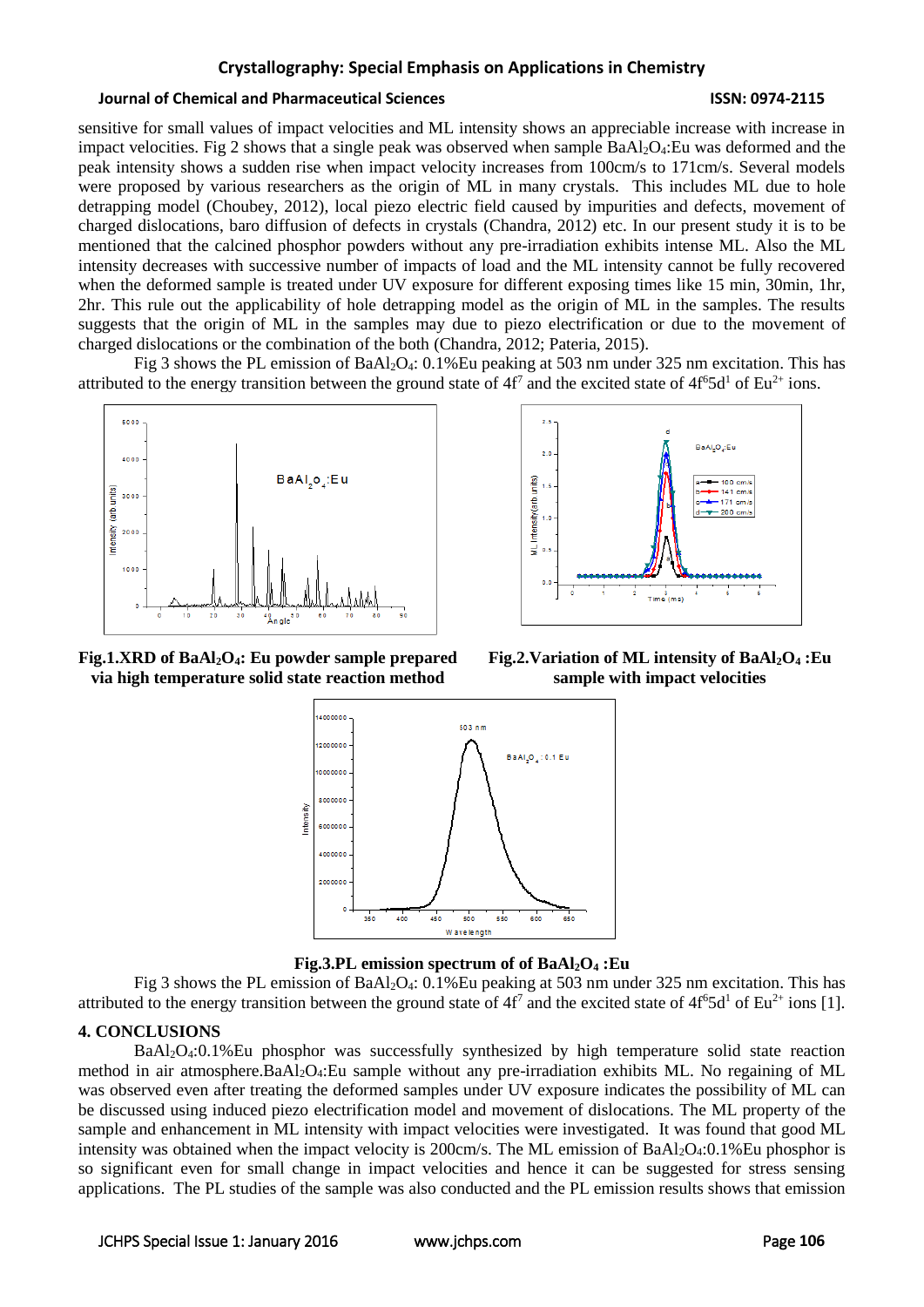sensitive for small values of impact velocities and ML intensity shows an appreciable increase with increase in impact velocities. Fig 2 shows that a single peak was observed when sample $BaAl_2O_4$:Eu was deformed and the peak intensity shows a sudden rise when impact velocity increases from 100cm/s to 171cm/s. Several models were proposed by various researchers as the origin of ML in many crystals. This includes ML due to hole detrapping model (Choubey, 2012), local piezo electric field caused by impurities and defects, movement of charged dislocations, baro diffusion of defects in crystals (Chandra, 2012) etc. In our present study it is to be mentioned that the calcined phosphor powders without any pre-irradiation exhibits intense ML. Also the ML intensity decreases with successive number of impacts of load and the ML intensity cannot be fully recovered when the deformed sample is treated under UV exposure for different exposing times like 15 min, 30min, 1hr, 2hr. This rule out the applicability of hole detrapping model as the origin of ML in the samples. The results suggests that the origin of ML in the samples may due to piezo electrification or due to the movement of charged dislocations or the combination of the both (Chandra, 2012; Pateria, 2015).

Fig 3 shows the PL emission of $BaAl_2O_4$: 0.1%Eu peaking at 503 nm under 325 nm excitation. This has attributed to the energy transition between the ground state of $4f^7$ and the excited state of $4f^6 5d^1$ of $Eu^{2+}$ ions.

**Fig.1.XRD of $BaAl_2O_4$: Eu powder sample prepared via high temperature solid state reaction method**

**Fig.2.Variation of ML intensity of $BaAl_2O_4$ :Eu sample with impact velocities**

**Fig.3.PL emission spectrum of of $BaAl_2O_4$ :Eu**

Fig 3 shows the PL emission of $BaAl_2O_4$: 0.1%Eu peaking at 503 nm under 325 nm excitation. This has attributed to the energy transition between the ground state of $4f^7$ and the excited state of $4f^6 5d^1$ of $Eu^{2+}$ ions [1].

## 4. CONCLUSIONS

$BaAl_2O_4$:0.1%Eu phosphor was successfully synthesized by high temperature solid state reaction method in air atmosphere.$BaAl_2O_4$:Eu sample without any pre-irradiation exhibits ML. No regaining of ML was observed even after treating the deformed samples under UV exposure indicates the possibility of ML can be discussed using induced piezo electrification model and movement of dislocations. The ML property of the sample and enhancement in ML intensity with impact velocities were investigated. It was found that good ML intensity was obtained when the impact velocity is 200cm/s. The ML emission of $BaAl_2O_4$:0.1%Eu phosphor is so significant even for small change in impact velocities and hence it can be suggested for stress sensing applications. The PL studies of the sample was also conducted and the PL emission results shows that emission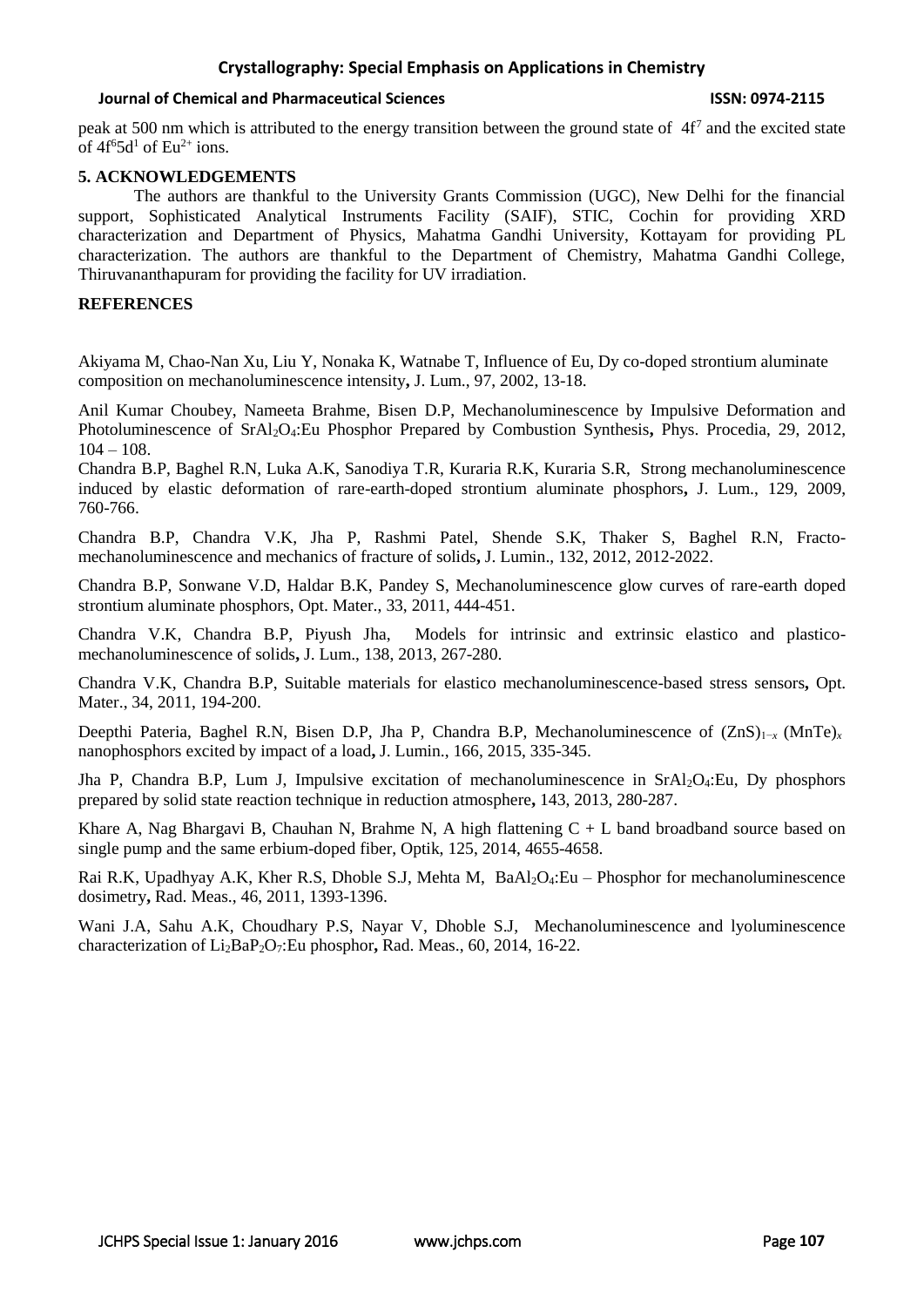peak at 500 nm which is attributed to the energy transition between the ground state of $4f^7$ and the excited state of $4f^6 5d^1$ of $Eu^{2+}$ ions.

## 5. ACKNOWLEDGEMENTS

The authors are thankful to the University Grants Commission (UGC), New Delhi for the financial support, Sophisticated Analytical Instruments Facility (SAIF), STIC, Cochin for providing XRD characterization and Department of Physics, Mahatma Gandhi University, Kottayam for providing PL characterization. The authors are thankful to the Department of Chemistry, Mahatma Gandhi College, Thiruvananthapuram for providing the facility for UV irradiation.

## REFERENCES

Akiyama M, Chao-Nan Xu, Liu Y, Nonaka K, Watnabe T, Influence of Eu, Dy co-doped strontium aluminate composition on mechanoluminescence intensity**,** J. Lum., 97, 2002, 13-18.

Anil Kumar Choubey, Nameeta Brahme, Bisen D.P, Mechanoluminescence by Impulsive Deformation and Photoluminescence of $SrAl_2O_4$:Eu Phosphor Prepared by Combustion Synthesis**,** Phys. Procedia, 29, 2012, 104 – 108.

Chandra B.P, Baghel R.N, Luka A.K, Sanodiya T.R, Kuraria R.K, Kuraria S.R, Strong mechanoluminescence induced by elastic deformation of rare-earth-doped strontium aluminate phosphors**,** J. Lum., 129, 2009, 760-766.

Chandra B.P, Chandra V.K, Jha P, Rashmi Patel, Shende S.K, Thaker S, Baghel R.N, Fracto-mechanoluminescence and mechanics of fracture of solids**,** J. Lumin., 132, 2012, 2012-2022.

Chandra B.P, Sonwane V.D, Haldar B.K, Pandey S, Mechanoluminescence glow curves of rare-earth doped strontium aluminate phosphors, Opt. Mater., 33, 2011, 444-451.

Chandra V.K, Chandra B.P, Piyush Jha, Models for intrinsic and extrinsic elastico and plastico-mechanoluminescence of solids**,** J. Lum., 138, 2013, 267-280.

Chandra V.K, Chandra B.P, Suitable materials for elastico mechanoluminescence-based stress sensors**,** Opt. Mater., 34, 2011, 194-200.

Deepthi Pateria, Baghel R.N, Bisen D.P, Jha P, Chandra B.P, Mechanoluminescence of $(ZnS)_{1-x}$ $(MnTe)_x$ nanophosphors excited by impact of a load**,** J. Lumin., 166, 2015, 335-345.

Jha P, Chandra B.P, Lum J, Impulsive excitation of mechanoluminescence in $SrAl_2O_4$:Eu, Dy phosphors prepared by solid state reaction technique in reduction atmosphere**,** 143, 2013, 280-287.

Khare A, Nag Bhargavi B, Chauhan N, Brahme N, A high flattening C + L band broadband source based on single pump and the same erbium-doped fiber, Optik, 125, 2014, 4655-4658.

Rai R.K, Upadhyay A.K, Kher R.S, Dhoble S.J, Mehta M, $BaAl_2O_4$:Eu – Phosphor for mechanoluminescence dosimetry**,** Rad. Meas., 46, 2011, 1393-1396.

Wani J.A, Sahu A.K, Choudhary P.S, Nayar V, Dhoble S.J, Mechanoluminescence and lyoluminescence characterization of $Li_2BaP_2O_7$:Eu phosphor**,** Rad. Meas., 60, 2014, 16-22.